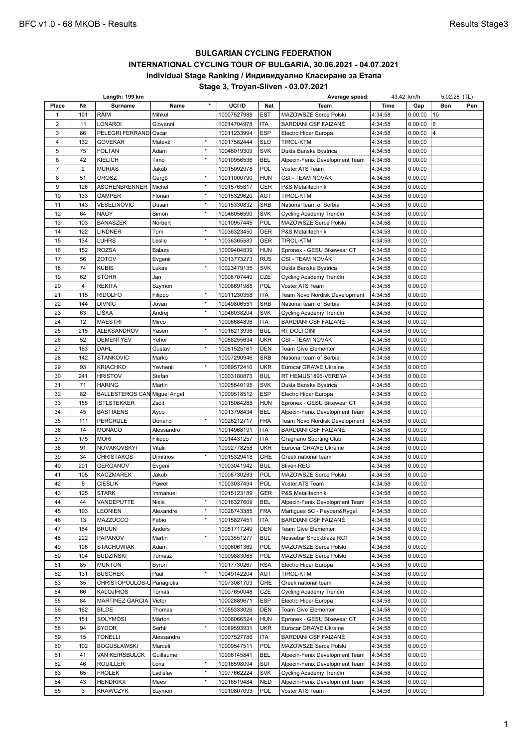# BULGARIAN CYCLING FEDERATION

## INTERNATIONAL CYCLING TOUR OF BULGARIA, 30.06.2021 - 04.07.2021

### Individual Stage Ranking / Индивидуално Класиране за Етапа

### Stage 3, Troyan-Sliven - 03.07.2021

Length: 199 km | Average speed: 43,42 km/h | 5:02:28 (TL)

| Place | № | Surname | Name | * | UCI ID | Nat | Team | Time | Gap | Bon | Pen |
|---|---|---|---|---|---|---|---|---|---|---|---|
| 1 | 101 | RÄIM | Mihkel | | 10007527988 | EST | MAZOWSZE Serce Polski | 4:34:58 | 0:00:00 | 10 | |
| 2 | 11 | LONARDI | Giovanni | | 10014704978 | ITA | BARDIANI CSF FAIZANÈ | 4:34:58 | 0:00:00 | 6 | |
| 3 | 86 | PELEGRI FERRAND | Oscar | | 10011233994 | ESP | Electro Hiper Europa | 4:34:58 | 0:00:00 | 4 | |
| 4 | 132 | GOVEKAR | Matevž | * | 10017582444 | SLO | TIROL-KTM | 4:34:58 | 0:00:00 | | |
| 5 | 75 | FOLTAN | Adam | * | 10046019309 | SVK | Dukla Banska Bystrica | 4:34:58 | 0:00:00 | | |
| 6 | 42 | KIELICH | Timo | * | 10010956536 | BEL | Alpecin-Fenix Development Team | 4:34:58 | 0:00:00 | | |
| 7 | 2 | MURIAS | Jakub | | 10015092978 | POL | Voster ATS Team | 4:34:58 | 0:00:00 | | |
| 8 | 51 | OROSZ | Gergő | * | 10011000790 | HUN | CSI - TEAM NOVÁK | 4:34:58 | 0:00:00 | | |
| 9 | 126 | ASCHENBRENNER | Michel | * | 10015765817 | GER | P&S Metalltechnik | 4:34:58 | 0:00:00 | | |
| 10 | 133 | GAMPER | Florian | * | 10015329620 | AUT | TIROL-KTM | 4:34:58 | 0:00:00 | | |
| 11 | 143 | VESELINOVIC | Dusan | * | 10015330832 | SRB | National team of Serbia | 4:34:58 | 0:00:00 | | |
| 12 | 64 | NAGY | Simon | * | 10046056590 | SVK | Cycling Academy Trenčín | 4:34:58 | 0:00:00 | | |
| 13 | 103 | BANASZEK | Norbert | | 10010957445 | POL | MAZOWSZE Serce Polski | 4:34:58 | 0:00:00 | | |
| 14 | 122 | LINDNER | Tom | * | 10036323450 | GER | P&S Metalltechnik | 4:34:58 | 0:00:00 | | |
| 15 | 134 | LUHRS | Leslie | * | 10036365583 | GER | TIROL-KTM | 4:34:58 | 0:00:00 | | |
| 16 | 152 | ROZSA | Balazs | | 10009404839 | HUN | Epronex - GESU Bikewear CT | 4:34:58 | 0:00:00 | | |
| 17 | 56 | ZOTOV | Evgenii | | 10013773273 | RUS | CSI - TEAM NOVÁK | 4:34:58 | 0:00:00 | | |
| 18 | 74 | KUBIS | Lukas | * | 10023479135 | SVK | Dukla Banska Bystrica | 4:34:58 | 0:00:00 | | |
| 19 | 62 | STÖHR | Jan | | 10008707449 | CZE | Cycling Academy Trenčín | 4:34:58 | 0:00:00 | | |
| 20 | 4 | REKITA | Szymon | | 10008691988 | POL | Voster ATS Team | 4:34:58 | 0:00:00 | | |
| 21 | 115 | RIDOLFO | Filippo | * | 10011230358 | ITA | Team Novo Nordisk Development | 4:34:58 | 0:00:00 | | |
| 22 | 144 | DIVNIC | Jovan | * | 10049806551 | SRB | National team of Serbia | 4:34:58 | 0:00:00 | | |
| 23 | 63 | LIŠKA | Andrej | * | 10046038204 | SVK | Cycling Academy Trenčín | 4:34:58 | 0:00:00 | | |
| 24 | 12 | MAESTRI | Mirco | | 10006684896 | ITA | BARDIANI CSF FAIZANÈ | 4:34:58 | 0:00:00 | | |
| 25 | 215 | ALEKSANDROV | Yasen | * | 10016213936 | BUL | RT DOLTCINI | 4:34:58 | 0:00:00 | | |
| 26 | 52 | DEMENTYEV | Yehor | | 10088255634 | UKR | CSI - TEAM NOVÁK | 4:34:58 | 0:00:00 | | |
| 27 | 163 | DAHL | Gustav | * | 10061525161 | DEN | Team Give Elementer | 4:34:58 | 0:00:00 | | |
| 28 | 142 | STANKOVIC | Marko | | 10007290946 | SRB | National team of Serbia | 4:34:58 | 0:00:00 | | |
| 29 | 93 | KRIACHKO | Yevhenii | * | 10089572410 | UKR | Eurocar GRAWE Ukraine | 4:34:58 | 0:00:00 | | |
| 30 | 241 | HRISTOV | Stefan | | 10003180873 | BUL | RT HEMUS1896-VEREYA | 4:34:58 | 0:00:00 | | |
| 31 | 71 | HARING | Martin | | 10005540195 | SVK | Dukla Banska Bystrica | 4:34:58 | 0:00:00 | | |
| 32 | 82 | BALLESTEROS CAN | Miguel Angel | | 10009518512 | ESP | Electro Hiper Europa | 4:34:58 | 0:00:00 | | |
| 33 | 155 | ISTLSTEKKER | Zsolt | | 10015084288 | HUN | Epronex - GESU Bikewear CT | 4:34:58 | 0:00:00 | | |
| 34 | 45 | BASTIAENS | Ayco | | 10013798434 | BEL | Alpecin-Fenix Development Team | 4:34:58 | 0:00:00 | | |
| 35 | 111 | PERCRULE | Doriand | * | 10026212717 | FRA | Team Novo Nordisk Development | 4:34:58 | 0:00:00 | | |
| 36 | 14 | MONACO | Alessandro | | 10014968191 | ITA | BARDIANI CSF FAIZANÈ | 4:34:58 | 0:00:00 | | |
| 37 | 175 | MORI | Filippo | | 10014431257 | ITA | Gragnano Sporting Club | 4:34:58 | 0:00:00 | | |
| 38 | 91 | NOVAKOVSKYI | Vitalii | | 10092778258 | UKR | Eurocar GRAWE Ukraine | 4:34:58 | 0:00:00 | | |
| 39 | 34 | CHRISTAKOS | Dimitrios | * | 10015329418 | GRE | Greek national team | 4:34:58 | 0:00:00 | | |
| 40 | 201 | GERGANOV | Evgeni | | 10003041942 | BUL | Sliven REG | 4:34:58 | 0:00:00 | | |
| 41 | 105 | KACZMAREK | Jakub | | 10008730283 | POL | MAZOWSZE Serce Polski | 4:34:58 | 0:00:00 | | |
| 42 | 5 | CIEŚLIK | Paweł | | 10003037494 | POL | Voster ATS Team | 4:34:58 | 0:00:00 | | |
| 43 | 125 | STARK | Immanuel | | 10015123189 | GER | P&S Metalltechnik | 4:34:58 | 0:00:00 | | |
| 44 | 44 | VANDEPUTTE | Niels | * | 10016327609 | BEL | Alpecin-Fenix Development Team | 4:34:58 | 0:00:00 | | |
| 45 | 193 | LEONIEN | Alexandre | * | 10026743385 | FRA | Martigues SC - Payden&Rygel | 4:34:58 | 0:00:00 | | |
| 46 | 13 | MAZZUCCO | Fabio | * | 10015827451 | ITA | BARDIANI CSF FAIZANÈ | 4:34:58 | 0:00:00 | | |
| 47 | 164 | BRUUN | Anders | | 10051717249 | DEN | Team Give Elementer | 4:34:58 | 0:00:00 | | |
| 48 | 222 | PAPANOV | Martin | * | 10023551277 | BUL | Nessebar Shockblaze RCT | 4:34:58 | 0:00:00 | | |
| 49 | 106 | STACHOWIAK | Adam | | 10006061369 | POL | MAZOWSZE Serce Polski | 4:34:58 | 0:00:00 | | |
| 50 | 104 | BUDZIŃSKI | Tomasz | | 10009883068 | POL | MAZOWSZE Serce Polski | 4:34:58 | 0:00:00 | | |
| 51 | 85 | MUNTON | Byron | | 10017730267 | RSA | Electro Hiper Europa | 4:34:58 | 0:00:00 | | |
| 52 | 131 | BUSCHEK | Paul | * | 10049142204 | AUT | TIROL-KTM | 4:34:58 | 0:00:00 | | |
| 53 | 35 | CHRISTOPOULOS-C | Panagiotis | | 10073081703 | GRE | Greek national team | 4:34:58 | 0:00:00 | | |
| 54 | 66 | KALOJÍROS | Tomáš | | 10007650048 | CZE | Cycling Academy Trenčín | 4:34:58 | 0:00:00 | | |
| 55 | 84 | MARTINEZ GARCIA | Victor | | 10002889671 | ESP | Electro Hiper Europa | 4:34:58 | 0:00:00 | | |
| 56 | 162 | BILDE | Thomas | | 10055333026 | DEN | Team Give Elementer | 4:34:58 | 0:00:00 | | |
| 57 | 151 | SOLYMOSI | Márton | | 10006066524 | HUN | Epronex - GESU Bikewear CT | 4:34:58 | 0:00:00 | | |
| 58 | 94 | SYDOR | Serhii | * | 10089593931 | UKR | Eurocar GRAWE Ukraine | 4:34:58 | 0:00:00 | | |
| 59 | 15 | TONELLI | Alessandro | | 10007527786 | ITA | BARDIANI CSF FAIZANÈ | 4:34:58 | 0:00:00 | | |
| 60 | 102 | BOGUSŁAWSKI | Marceli | | 10009547511 | POL | MAZOWSZE Serce Polski | 4:34:58 | 0:00:00 | | |
| 61 | 41 | VAN KEIRSBULCK | Guillaume | | 10006145841 | BEL | Alpecin-Fenix Development Team | 4:34:58 | 0:00:00 | | |
| 62 | 46 | ROUILLER | Loris | * | 10016598094 | SUI | Alpecin-Fenix Development Team | 4:34:58 | 0:00:00 | | |
| 63 | 65 | FROLEK | Ladislav | * | 10077662224 | SVK | Cycling Academy Trenčín | 4:34:58 | 0:00:00 | | |
| 64 | 43 | HENDRIKX | Mees | * | 10016519484 | NED | Alpecin-Fenix Development Team | 4:34:58 | 0:00:00 | | |
| 65 | 3 | KRAWCZYK | Szymon | | 10010807093 | POL | Voster ATS Team | 4:34:58 | 0:00:00 | | |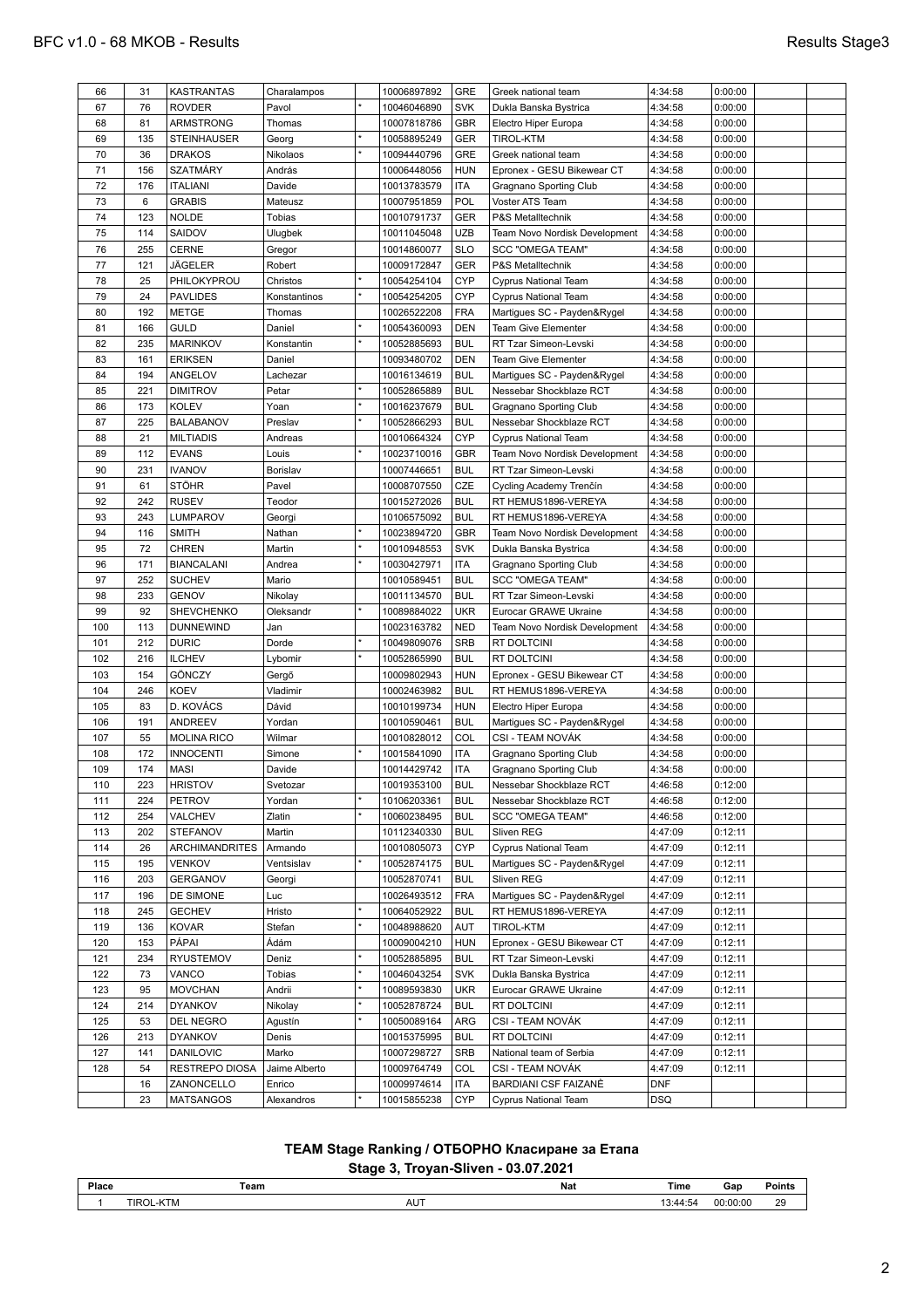| | | | | | | | | | | | |
|---|---|---|---|---|---|---|---|---|---|---|---|
| 66 | 31 | KASTRANTAS | Charalampos | | 10006897892 | GRE | Greek national team | 4:34:58 | 0:00:00 | | |
| 67 | 76 | ROVDER | Pavol | * | 10046046890 | SVK | Dukla Banska Bystrica | 4:34:58 | 0:00:00 | | |
| 68 | 81 | ARMSTRONG | Thomas | | 10007818786 | GBR | Electro Hiper Europa | 4:34:58 | 0:00:00 | | |
| 69 | 135 | STEINHAUSER | Georg | * | 10058895249 | GER | TIROL-KTM | 4:34:58 | 0:00:00 | | |
| 70 | 36 | DRAKOS | Nikolaos | * | 10094440796 | GRE | Greek national team | 4:34:58 | 0:00:00 | | |
| 71 | 156 | SZATMÁRY | András | | 10006448056 | HUN | Epronex - GESU Bikewear CT | 4:34:58 | 0:00:00 | | |
| 72 | 176 | ITALIANI | Davide | | 10013783579 | ITA | Gragnano Sporting Club | 4:34:58 | 0:00:00 | | |
| 73 | 6 | GRABIS | Mateusz | | 10007951859 | POL | Voster ATS Team | 4:34:58 | 0:00:00 | | |
| 74 | 123 | NOLDE | Tobias | | 10010791737 | GER | P&S Metalltechnik | 4:34:58 | 0:00:00 | | |
| 75 | 114 | SAIDOV | Ulugbek | | 10011045048 | UZB | Team Novo Nordisk Development | 4:34:58 | 0:00:00 | | |
| 76 | 255 | CERNE | Gregor | | 10014860077 | SLO | SCC "OMEGA TEAM" | 4:34:58 | 0:00:00 | | |
| 77 | 121 | JÄGELER | Robert | | 10009172847 | GER | P&S Metalltechnik | 4:34:58 | 0:00:00 | | |
| 78 | 25 | PHILOKYPROU | Christos | * | 10054254104 | CYP | Cyprus National Team | 4:34:58 | 0:00:00 | | |
| 79 | 24 | PAVLIDES | Konstantinos | * | 10054254205 | CYP | Cyprus National Team | 4:34:58 | 0:00:00 | | |
| 80 | 192 | METGE | Thomas | | 10026522208 | FRA | Martigues SC - Payden&Rygel | 4:34:58 | 0:00:00 | | |
| 81 | 166 | GULD | Daniel | * | 10054360093 | DEN | Team Give Elementer | 4:34:58 | 0:00:00 | | |
| 82 | 235 | MARINKOV | Konstantin | * | 10052885693 | BUL | RT Tzar Simeon-Levski | 4:34:58 | 0:00:00 | | |
| 83 | 161 | ERIKSEN | Daniel | | 10093480702 | DEN | Team Give Elementer | 4:34:58 | 0:00:00 | | |
| 84 | 194 | ANGELOV | Lachezar | | 10016134619 | BUL | Martigues SC - Payden&Rygel | 4:34:58 | 0:00:00 | | |
| 85 | 221 | DIMITROV | Petar | * | 10052865889 | BUL | Nessebar Shockblaze RCT | 4:34:58 | 0:00:00 | | |
| 86 | 173 | KOLEV | Yoan | * | 10016237679 | BUL | Gragnano Sporting Club | 4:34:58 | 0:00:00 | | |
| 87 | 225 | BALABANOV | Preslav | * | 10052866293 | BUL | Nessebar Shockblaze RCT | 4:34:58 | 0:00:00 | | |
| 88 | 21 | MILTIADIS | Andreas | | 10010664324 | CYP | Cyprus National Team | 4:34:58 | 0:00:00 | | |
| 89 | 112 | EVANS | Louis | * | 10023710016 | GBR | Team Novo Nordisk Development | 4:34:58 | 0:00:00 | | |
| 90 | 231 | IVANOV | Borislav | | 10007446651 | BUL | RT Tzar Simeon-Levski | 4:34:58 | 0:00:00 | | |
| 91 | 61 | STÖHR | Pavel | | 10008707550 | CZE | Cycling Academy Trenčín | 4:34:58 | 0:00:00 | | |
| 92 | 242 | RUSEV | Teodor | | 10015272026 | BUL | RT HEMUS1896-VEREYA | 4:34:58 | 0:00:00 | | |
| 93 | 243 | LUMPAROV | Georgi | | 10106575092 | BUL | RT HEMUS1896-VEREYA | 4:34:58 | 0:00:00 | | |
| 94 | 116 | SMITH | Nathan | * | 10023894720 | GBR | Team Novo Nordisk Development | 4:34:58 | 0:00:00 | | |
| 95 | 72 | CHREN | Martin | * | 10010948553 | SVK | Dukla Banska Bystrica | 4:34:58 | 0:00:00 | | |
| 96 | 171 | BIANCALANI | Andrea | * | 10030427971 | ITA | Gragnano Sporting Club | 4:34:58 | 0:00:00 | | |
| 97 | 252 | SUCHEV | Mario | | 10010589451 | BUL | SCC "OMEGA TEAM" | 4:34:58 | 0:00:00 | | |
| 98 | 233 | GENOV | Nikolay | | 10011134570 | BUL | RT Tzar Simeon-Levski | 4:34:58 | 0:00:00 | | |
| 99 | 92 | SHEVCHENKO | Oleksandr | * | 10089884022 | UKR | Eurocar GRAWE Ukraine | 4:34:58 | 0:00:00 | | |
| 100 | 113 | DUNNEWIND | Jan | | 10023163782 | NED | Team Novo Nordisk Development | 4:34:58 | 0:00:00 | | |
| 101 | 212 | DURIC | Dorde | * | 10049809076 | SRB | RT DOLTCINI | 4:34:58 | 0:00:00 | | |
| 102 | 216 | ILCHEV | Lybomir | * | 10052865990 | BUL | RT DOLTCINI | 4:34:58 | 0:00:00 | | |
| 103 | 154 | GÖNCZY | Gergő | | 10009802943 | HUN | Epronex - GESU Bikewear CT | 4:34:58 | 0:00:00 | | |
| 104 | 246 | KOEV | Vladimir | | 10002463982 | BUL | RT HEMUS1896-VEREYA | 4:34:58 | 0:00:00 | | |
| 105 | 83 | D. KOVÁCS | Dávid | | 10010199734 | HUN | Electro Hiper Europa | 4:34:58 | 0:00:00 | | |
| 106 | 191 | ANDREEV | Yordan | | 10010590461 | BUL | Martigues SC - Payden&Rygel | 4:34:58 | 0:00:00 | | |
| 107 | 55 | MOLINA RICO | Wilmar | | 10010828012 | COL | CSI - TEAM NOVÁK | 4:34:58 | 0:00:00 | | |
| 108 | 172 | INNOCENTI | Simone | * | 10015841090 | ITA | Gragnano Sporting Club | 4:34:58 | 0:00:00 | | |
| 109 | 174 | MASI | Davide | | 10014429742 | ITA | Gragnano Sporting Club | 4:34:58 | 0:00:00 | | |
| 110 | 223 | HRISTOV | Svetozar | | 10019353100 | BUL | Nessebar Shockblaze RCT | 4:46:58 | 0:12:00 | | |
| 111 | 224 | PETROV | Yordan | * | 10106203361 | BUL | Nessebar Shockblaze RCT | 4:46:58 | 0:12:00 | | |
| 112 | 254 | VALCHEV | Zlatin | * | 10060238495 | BUL | SCC "OMEGA TEAM" | 4:46:58 | 0:12:00 | | |
| 113 | 202 | STEFANOV | Martin | | 10112340330 | BUL | Sliven REG | 4:47:09 | 0:12:11 | | |
| 114 | 26 | ARCHIMANDRITES | Armando | | 10010805073 | CYP | Cyprus National Team | 4:47:09 | 0:12:11 | | |
| 115 | 195 | VENKOV | Ventsislav | * | 10052874175 | BUL | Martigues SC - Payden&Rygel | 4:47:09 | 0:12:11 | | |
| 116 | 203 | GERGANOV | Georgi | | 10052870741 | BUL | Sliven REG | 4:47:09 | 0:12:11 | | |
| 117 | 196 | DE SIMONE | Luc | | 10026493512 | FRA | Martigues SC - Payden&Rygel | 4:47:09 | 0:12:11 | | |
| 118 | 245 | GECHEV | Hristo | * | 10064052922 | BUL | RT HEMUS1896-VEREYA | 4:47:09 | 0:12:11 | | |
| 119 | 136 | KOVAR | Stefan | * | 10048988620 | AUT | TIROL-KTM | 4:47:09 | 0:12:11 | | |
| 120 | 153 | PÁPAI | Ádám | | 10009004210 | HUN | Epronex - GESU Bikewear CT | 4:47:09 | 0:12:11 | | |
| 121 | 234 | RYUSTEMOV | Deniz | * | 10052885895 | BUL | RT Tzar Simeon-Levski | 4:47:09 | 0:12:11 | | |
| 122 | 73 | VANCO | Tobias | * | 10046043254 | SVK | Dukla Banska Bystrica | 4:47:09 | 0:12:11 | | |
| 123 | 95 | MOVCHAN | Andrii | * | 10089593830 | UKR | Eurocar GRAWE Ukraine | 4:47:09 | 0:12:11 | | |
| 124 | 214 | DYANKOV | Nikolay | * | 10052878724 | BUL | RT DOLTCINI | 4:47:09 | 0:12:11 | | |
| 125 | 53 | DEL NEGRO | Agustín | * | 10050089164 | ARG | CSI - TEAM NOVÁK | 4:47:09 | 0:12:11 | | |
| 126 | 213 | DYANKOV | Denis | | 10015375995 | BUL | RT DOLTCINI | 4:47:09 | 0:12:11 | | |
| 127 | 141 | DANILOVIC | Marko | | 10007298727 | SRB | National team of Serbia | 4:47:09 | 0:12:11 | | |
| 128 | 54 | RESTREPO DIOSA | Jaime Alberto | | 10009764749 | COL | CSI - TEAM NOVÁK | 4:47:09 | 0:12:11 | | |
| | 16 | ZANONCELLO | Enrico | | 10009974614 | ITA | BARDIANI CSF FAIZANÈ | DNF | | | |
| | 23 | MATSANGOS | Alexandros | * | 10015855238 | CYP | Cyprus National Team | DSQ | | | |

## TEAM Stage Ranking / ОТБОРНО Класиране за Етапа

### Stage 3, Troyan-Sliven - 03.07.2021

| Place | Team | Nat | Time | Gap | Points |
|---|---|---|---|---|---|
| 1 | TIROL-KTM | AUT | 13:44:54 | 00:00:00 | 29 |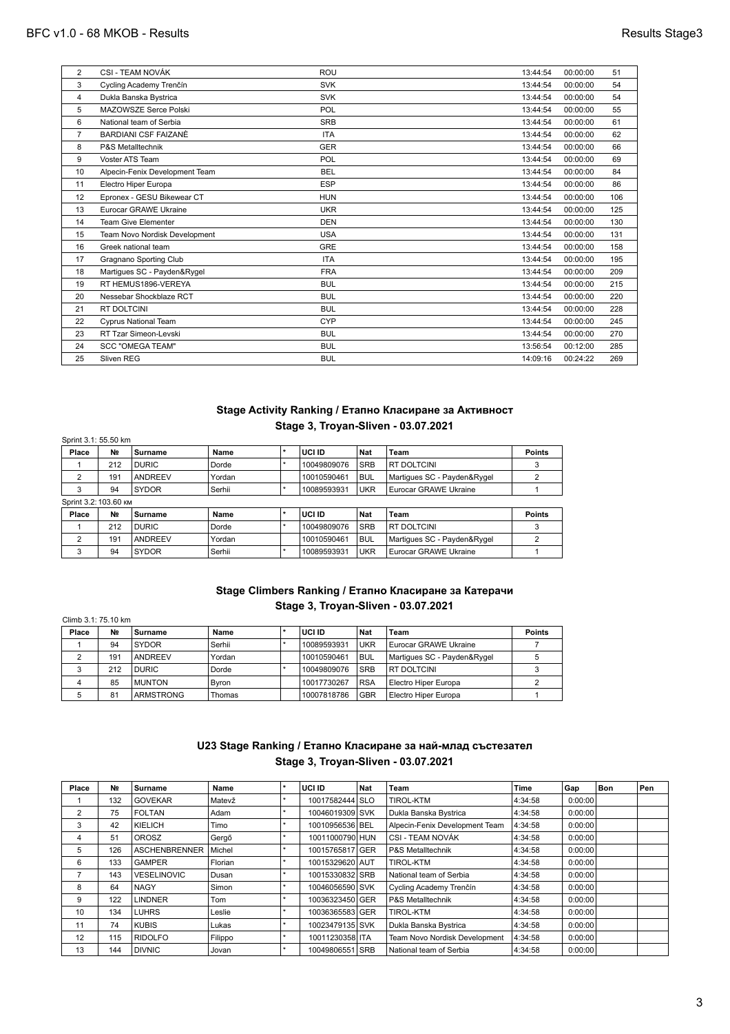| | | | | | |
|---|---|---|---|---|---|
| 2 | CSI - TEAM NOVÁK | ROU | 13:44:54 | 00:00:00 | 51 |
| 3 | Cycling Academy Trenčín | SVK | 13:44:54 | 00:00:00 | 54 |
| 4 | Dukla Banska Bystrica | SVK | 13:44:54 | 00:00:00 | 54 |
| 5 | MAZOWSZE Serce Polski | POL | 13:44:54 | 00:00:00 | 55 |
| 6 | National team of Serbia | SRB | 13:44:54 | 00:00:00 | 61 |
| 7 | BARDIANI CSF FAIZANÈ | ITA | 13:44:54 | 00:00:00 | 62 |
| 8 | P&S Metalltechnik | GER | 13:44:54 | 00:00:00 | 66 |
| 9 | Voster ATS Team | POL | 13:44:54 | 00:00:00 | 69 |
| 10 | Alpecin-Fenix Development Team | BEL | 13:44:54 | 00:00:00 | 84 |
| 11 | Electro Hiper Europa | ESP | 13:44:54 | 00:00:00 | 86 |
| 12 | Epronex - GESU Bikewear CT | HUN | 13:44:54 | 00:00:00 | 106 |
| 13 | Eurocar GRAWE Ukraine | UKR | 13:44:54 | 00:00:00 | 125 |
| 14 | Team Give Elementer | DEN | 13:44:54 | 00:00:00 | 130 |
| 15 | Team Novo Nordisk Development | USA | 13:44:54 | 00:00:00 | 131 |
| 16 | Greek national team | GRE | 13:44:54 | 00:00:00 | 158 |
| 17 | Gragnano Sporting Club | ITA | 13:44:54 | 00:00:00 | 195 |
| 18 | Martigues SC - Payden&Rygel | FRA | 13:44:54 | 00:00:00 | 209 |
| 19 | RT HEMUS1896-VEREYA | BUL | 13:44:54 | 00:00:00 | 215 |
| 20 | Nessebar Shockblaze RCT | BUL | 13:44:54 | 00:00:00 | 220 |
| 21 | RT DOLTCINI | BUL | 13:44:54 | 00:00:00 | 228 |
| 22 | Cyprus National Team | CYP | 13:44:54 | 00:00:00 | 245 |
| 23 | RT Tzar Simeon-Levski | BUL | 13:44:54 | 00:00:00 | 270 |
| 24 | SCC "OMEGA TEAM" | BUL | 13:56:54 | 00:12:00 | 285 |
| 25 | Sliven REG | BUL | 14:09:16 | 00:24:22 | 269 |

## Stage Activity Ranking / Етапно Класиране за Активност

### Stage 3, Troyan-Sliven - 03.07.2021

Sprint 3.1: 55.50 km

| Place | № | Surname | Name | * | UCI ID | Nat | Team | Points |
|---|---|---|---|---|---|---|---|---|
| 1 | 212 | DURIC | Dorde | * | 10049809076 | SRB | RT DOLTCINI | 3 |
| 2 | 191 | ANDREEV | Yordan | | 10010590461 | BUL | Martigues SC - Payden&Rygel | 2 |
| 3 | 94 | SYDOR | Serhii | * | 10089593931 | UKR | Eurocar GRAWE Ukraine | 1 |

Sprint 3.2: 103.60 км

| Place | № | Surname | Name | * | UCI ID | Nat | Team | Points |
|---|---|---|---|---|---|---|---|---|
| 1 | 212 | DURIC | Dorde | * | 10049809076 | SRB | RT DOLTCINI | 3 |
| 2 | 191 | ANDREEV | Yordan | | 10010590461 | BUL | Martigues SC - Payden&Rygel | 2 |
| 3 | 94 | SYDOR | Serhii | * | 10089593931 | UKR | Eurocar GRAWE Ukraine | 1 |

## Stage Climbers Ranking / Етапно Класиране за Катерачи

### Stage 3, Troyan-Sliven - 03.07.2021

Climb 3.1: 75.10 km

| Place | № | Surname | Name | * | UCI ID | Nat | Team | Points |
|---|---|---|---|---|---|---|---|---|
| 1 | 94 | SYDOR | Serhii | * | 10089593931 | UKR | Eurocar GRAWE Ukraine | 7 |
| 2 | 191 | ANDREEV | Yordan | | 10010590461 | BUL | Martigues SC - Payden&Rygel | 5 |
| 3 | 212 | DURIC | Dorde | * | 10049809076 | SRB | RT DOLTCINI | 3 |
| 4 | 85 | MUNTON | Byron | | 10017730267 | RSA | Electro Hiper Europa | 2 |
| 5 | 81 | ARMSTRONG | Thomas | | 10007818786 | GBR | Electro Hiper Europa | 1 |

## U23 Stage Ranking / Етапно Класиране за най-млад състезател

### Stage 3, Troyan-Sliven - 03.07.2021

| Place | № | Surname | Name | * | UCI ID | Nat | Team | Time | Gap | Bon | Pen |
|---|---|---|---|---|---|---|---|---|---|---|---|
| 1 | 132 | GOVEKAR | Matevž | * | 10017582444 | SLO | TIROL-KTM | 4:34:58 | 0:00:00 | | |
| 2 | 75 | FOLTAN | Adam | * | 10046019309 | SVK | Dukla Banska Bystrica | 4:34:58 | 0:00:00 | | |
| 3 | 42 | KIELICH | Timo | * | 10010956536 | BEL | Alpecin-Fenix Development Team | 4:34:58 | 0:00:00 | | |
| 4 | 51 | OROSZ | Gergő | * | 10011000790 | HUN | CSI - TEAM NOVÁK | 4:34:58 | 0:00:00 | | |
| 5 | 126 | ASCHENBRENNER | Michel | * | 10015765817 | GER | P&S Metalltechnik | 4:34:58 | 0:00:00 | | |
| 6 | 133 | GAMPER | Florian | * | 10015329620 | AUT | TIROL-KTM | 4:34:58 | 0:00:00 | | |
| 7 | 143 | VESELINOVIC | Dusan | * | 10015330832 | SRB | National team of Serbia | 4:34:58 | 0:00:00 | | |
| 8 | 64 | NAGY | Simon | * | 10046056590 | SVK | Cycling Academy Trenčín | 4:34:58 | 0:00:00 | | |
| 9 | 122 | LINDNER | Tom | * | 10036323450 | GER | P&S Metalltechnik | 4:34:58 | 0:00:00 | | |
| 10 | 134 | LUHRS | Leslie | * | 10036365583 | GER | TIROL-KTM | 4:34:58 | 0:00:00 | | |
| 11 | 74 | KUBIS | Lukas | * | 10023479135 | SVK | Dukla Banska Bystrica | 4:34:58 | 0:00:00 | | |
| 12 | 115 | RIDOLFO | Filippo | * | 10011230358 | ITA | Team Novo Nordisk Development | 4:34:58 | 0:00:00 | | |
| 13 | 144 | DIVNIC | Jovan | * | 10049806551 | SRB | National team of Serbia | 4:34:58 | 0:00:00 | | |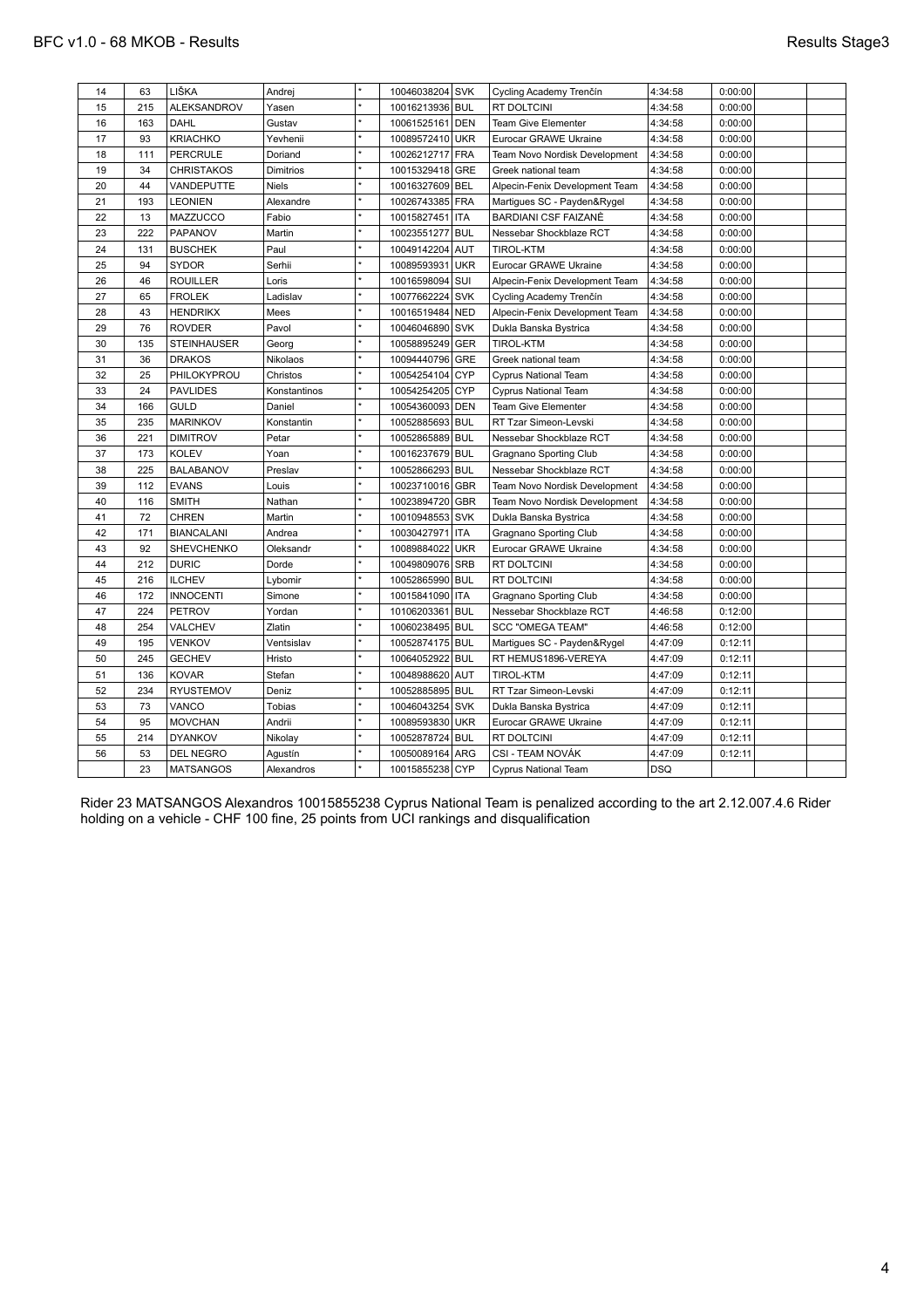| | | | | | | | | | | | |
|---|---|---|---|---|---|---|---|---|---|---|---|
| 14 | 63 | LIŠKA | Andrej | * | 10046038204 | SVK | Cycling Academy Trenčín | 4:34:58 | 0:00:00 | | |
| 15 | 215 | ALEKSANDROV | Yasen | * | 10016213936 | BUL | RT DOLTCINI | 4:34:58 | 0:00:00 | | |
| 16 | 163 | DAHL | Gustav | * | 10061525161 | DEN | Team Give Elementer | 4:34:58 | 0:00:00 | | |
| 17 | 93 | KRIACHKO | Yevhenii | * | 10089572410 | UKR | Eurocar GRAWE Ukraine | 4:34:58 | 0:00:00 | | |
| 18 | 111 | PERCRULE | Doriand | * | 10026212717 | FRA | Team Novo Nordisk Development | 4:34:58 | 0:00:00 | | |
| 19 | 34 | CHRISTAKOS | Dimitrios | * | 10015329418 | GRE | Greek national team | 4:34:58 | 0:00:00 | | |
| 20 | 44 | VANDEPUTTE | Niels | * | 10016327609 | BEL | Alpecin-Fenix Development Team | 4:34:58 | 0:00:00 | | |
| 21 | 193 | LEONIEN | Alexandre | * | 10026743385 | FRA | Martigues SC - Payden&Rygel | 4:34:58 | 0:00:00 | | |
| 22 | 13 | MAZZUCCO | Fabio | * | 10015827451 | ITA | BARDIANI CSF FAIZANÈ | 4:34:58 | 0:00:00 | | |
| 23 | 222 | PAPANOV | Martin | * | 10023551277 | BUL | Nessebar Shockblaze RCT | 4:34:58 | 0:00:00 | | |
| 24 | 131 | BUSCHEK | Paul | * | 10049142204 | AUT | TIROL-KTM | 4:34:58 | 0:00:00 | | |
| 25 | 94 | SYDOR | Serhii | * | 10089593931 | UKR | Eurocar GRAWE Ukraine | 4:34:58 | 0:00:00 | | |
| 26 | 46 | ROUILLER | Loris | * | 10016598094 | SUI | Alpecin-Fenix Development Team | 4:34:58 | 0:00:00 | | |
| 27 | 65 | FROLEK | Ladislav | * | 10077662224 | SVK | Cycling Academy Trenčín | 4:34:58 | 0:00:00 | | |
| 28 | 43 | HENDRIKX | Mees | * | 10016519484 | NED | Alpecin-Fenix Development Team | 4:34:58 | 0:00:00 | | |
| 29 | 76 | ROVDER | Pavol | * | 10046046890 | SVK | Dukla Banska Bystrica | 4:34:58 | 0:00:00 | | |
| 30 | 135 | STEINHAUSER | Georg | * | 10058895249 | GER | TIROL-KTM | 4:34:58 | 0:00:00 | | |
| 31 | 36 | DRAKOS | Nikolaos | * | 10094440796 | GRE | Greek national team | 4:34:58 | 0:00:00 | | |
| 32 | 25 | PHILOKYPROU | Christos | * | 10054254104 | CYP | Cyprus National Team | 4:34:58 | 0:00:00 | | |
| 33 | 24 | PAVLIDES | Konstantinos | * | 10054254205 | CYP | Cyprus National Team | 4:34:58 | 0:00:00 | | |
| 34 | 166 | GULD | Daniel | * | 10054360093 | DEN | Team Give Elementer | 4:34:58 | 0:00:00 | | |
| 35 | 235 | MARINKOV | Konstantin | * | 10052885693 | BUL | RT Tzar Simeon-Levski | 4:34:58 | 0:00:00 | | |
| 36 | 221 | DIMITROV | Petar | * | 10052865889 | BUL | Nessebar Shockblaze RCT | 4:34:58 | 0:00:00 | | |
| 37 | 173 | KOLEV | Yoan | * | 10016237679 | BUL | Gragnano Sporting Club | 4:34:58 | 0:00:00 | | |
| 38 | 225 | BALABANOV | Preslav | * | 10052866293 | BUL | Nessebar Shockblaze RCT | 4:34:58 | 0:00:00 | | |
| 39 | 112 | EVANS | Louis | * | 10023710016 | GBR | Team Novo Nordisk Development | 4:34:58 | 0:00:00 | | |
| 40 | 116 | SMITH | Nathan | * | 10023894720 | GBR | Team Novo Nordisk Development | 4:34:58 | 0:00:00 | | |
| 41 | 72 | CHREN | Martin | * | 10010948553 | SVK | Dukla Banska Bystrica | 4:34:58 | 0:00:00 | | |
| 42 | 171 | BIANCALANI | Andrea | * | 10030427971 | ITA | Gragnano Sporting Club | 4:34:58 | 0:00:00 | | |
| 43 | 92 | SHEVCHENKO | Oleksandr | * | 10089884022 | UKR | Eurocar GRAWE Ukraine | 4:34:58 | 0:00:00 | | |
| 44 | 212 | DURIC | Dorde | * | 10049809076 | SRB | RT DOLTCINI | 4:34:58 | 0:00:00 | | |
| 45 | 216 | ILCHEV | Lybomir | * | 10052865990 | BUL | RT DOLTCINI | 4:34:58 | 0:00:00 | | |
| 46 | 172 | INNOCENTI | Simone | * | 10015841090 | ITA | Gragnano Sporting Club | 4:34:58 | 0:00:00 | | |
| 47 | 224 | PETROV | Yordan | * | 10106203361 | BUL | Nessebar Shockblaze RCT | 4:46:58 | 0:12:00 | | |
| 48 | 254 | VALCHEV | Zlatin | * | 10060238495 | BUL | SCC "OMEGA TEAM" | 4:46:58 | 0:12:00 | | |
| 49 | 195 | VENKOV | Ventsislav | * | 10052874175 | BUL | Martigues SC - Payden&Rygel | 4:47:09 | 0:12:11 | | |
| 50 | 245 | GECHEV | Hristo | * | 10064052922 | BUL | RT HEMUS1896-VEREYA | 4:47:09 | 0:12:11 | | |
| 51 | 136 | KOVAR | Stefan | * | 10048988620 | AUT | TIROL-KTM | 4:47:09 | 0:12:11 | | |
| 52 | 234 | RYUSTEMOV | Deniz | * | 10052885895 | BUL | RT Tzar Simeon-Levski | 4:47:09 | 0:12:11 | | |
| 53 | 73 | VANCO | Tobias | * | 10046043254 | SVK | Dukla Banska Bystrica | 4:47:09 | 0:12:11 | | |
| 54 | 95 | MOVCHAN | Andrii | * | 10089593830 | UKR | Eurocar GRAWE Ukraine | 4:47:09 | 0:12:11 | | |
| 55 | 214 | DYANKOV | Nikolay | * | 10052878724 | BUL | RT DOLTCINI | 4:47:09 | 0:12:11 | | |
| 56 | 53 | DEL NEGRO | Agustín | * | 10050089164 | ARG | CSI - TEAM NOVÁK | 4:47:09 | 0:12:11 | | |
| | 23 | MATSANGOS | Alexandros | * | 10015855238 | CYP | Cyprus National Team | DSQ | | | |

Rider 23 MATSANGOS Alexandros 10015855238 Cyprus National Team is penalized according to the art 2.12.007.4.6 Rider holding on a vehicle - CHF 100 fine, 25 points from UCI rankings and disqualification